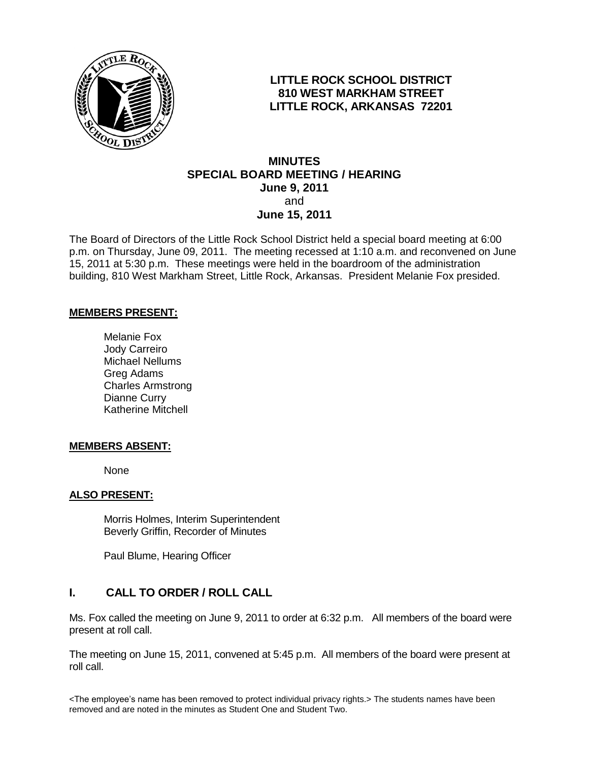**LITTLE ROCK SCHOOL DISTRICT**
**810 WEST MARKHAM STREET**
**LITTLE ROCK, ARKANSAS 72201**

# MINUTES
## SPECIAL BOARD MEETING / HEARING
**June 9, 2011**
and
**June 15, 2011**

The Board of Directors of the Little Rock School District held a special board meeting at 6:00 p.m. on Thursday, June 09, 2011. The meeting recessed at 1:10 a.m. and reconvened on June 15, 2011 at 5:30 p.m. These meetings were held in the boardroom of the administration building, 810 West Markham Street, Little Rock, Arkansas. President Melanie Fox presided.

**MEMBERS PRESENT:**

Melanie Fox
Jody Carreiro
Michael Nellums
Greg Adams
Charles Armstrong
Dianne Curry
Katherine Mitchell

**MEMBERS ABSENT:**

None

**ALSO PRESENT:**

Morris Holmes, Interim Superintendent
Beverly Griffin, Recorder of Minutes

Paul Blume, Hearing Officer

## I. CALL TO ORDER / ROLL CALL

Ms. Fox called the meeting on June 9, 2011 to order at 6:32 p.m. All members of the board were present at roll call.

The meeting on June 15, 2011, convened at 5:45 p.m. All members of the board were present at roll call.

<The employee's name has been removed to protect individual privacy rights.> The students names have been removed and are noted in the minutes as Student One and Student Two.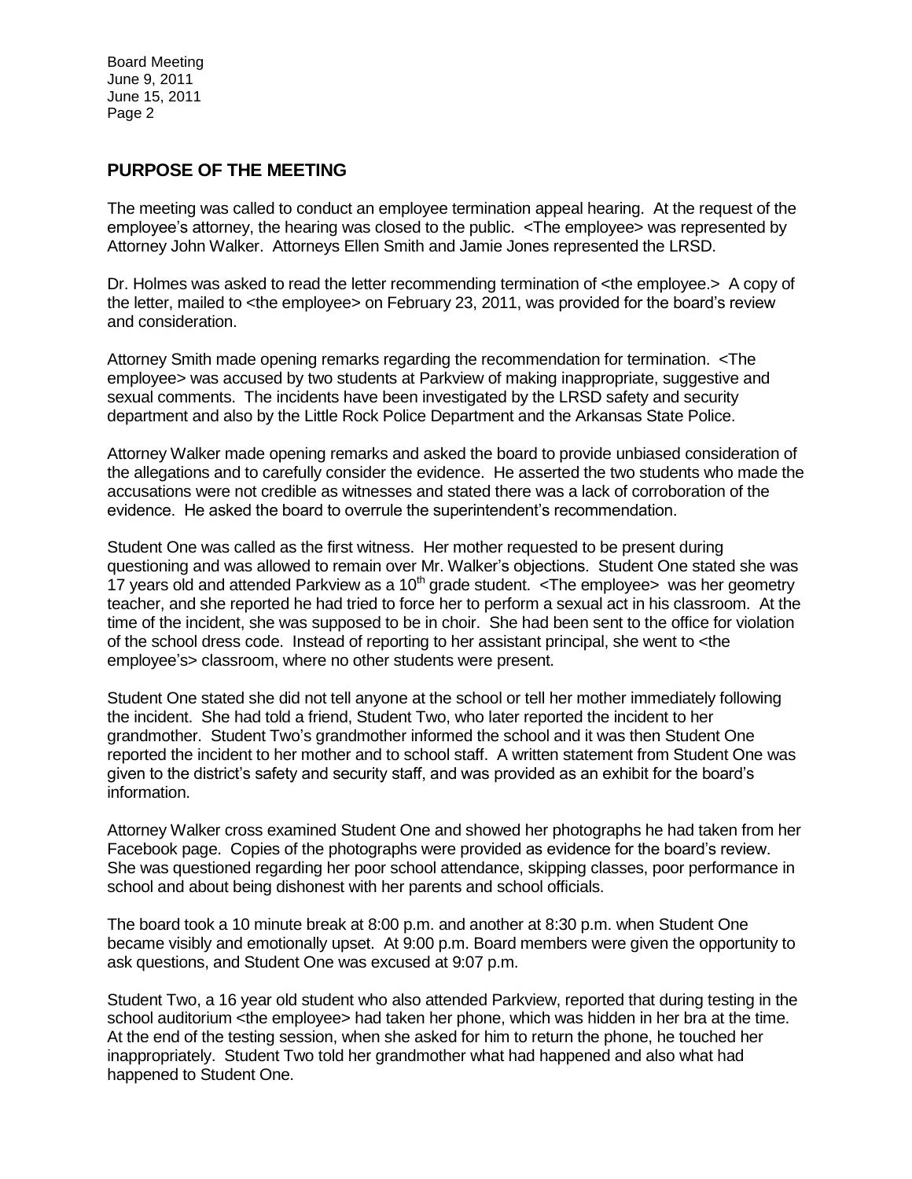## PURPOSE OF THE MEETING

The meeting was called to conduct an employee termination appeal hearing. At the request of the employee's attorney, the hearing was closed to the public. <The employee> was represented by Attorney John Walker. Attorneys Ellen Smith and Jamie Jones represented the LRSD.

Dr. Holmes was asked to read the letter recommending termination of <the employee.> A copy of the letter, mailed to <the employee> on February 23, 2011, was provided for the board's review and consideration.

Attorney Smith made opening remarks regarding the recommendation for termination. <The employee> was accused by two students at Parkview of making inappropriate, suggestive and sexual comments. The incidents have been investigated by the LRSD safety and security department and also by the Little Rock Police Department and the Arkansas State Police.

Attorney Walker made opening remarks and asked the board to provide unbiased consideration of the allegations and to carefully consider the evidence. He asserted the two students who made the accusations were not credible as witnesses and stated there was a lack of corroboration of the evidence. He asked the board to overrule the superintendent's recommendation.

Student One was called as the first witness. Her mother requested to be present during questioning and was allowed to remain over Mr. Walker's objections. Student One stated she was 17 years old and attended Parkview as a 10th grade student. <The employee> was her geometry teacher, and she reported he had tried to force her to perform a sexual act in his classroom. At the time of the incident, she was supposed to be in choir. She had been sent to the office for violation of the school dress code. Instead of reporting to her assistant principal, she went to <the employee's> classroom, where no other students were present.

Student One stated she did not tell anyone at the school or tell her mother immediately following the incident. She had told a friend, Student Two, who later reported the incident to her grandmother. Student Two's grandmother informed the school and it was then Student One reported the incident to her mother and to school staff. A written statement from Student One was given to the district's safety and security staff, and was provided as an exhibit for the board's information.

Attorney Walker cross examined Student One and showed her photographs he had taken from her Facebook page. Copies of the photographs were provided as evidence for the board's review. She was questioned regarding her poor school attendance, skipping classes, poor performance in school and about being dishonest with her parents and school officials.

The board took a 10 minute break at 8:00 p.m. and another at 8:30 p.m. when Student One became visibly and emotionally upset. At 9:00 p.m. Board members were given the opportunity to ask questions, and Student One was excused at 9:07 p.m.

Student Two, a 16 year old student who also attended Parkview, reported that during testing in the school auditorium <the employee> had taken her phone, which was hidden in her bra at the time. At the end of the testing session, when she asked for him to return the phone, he touched her inappropriately. Student Two told her grandmother what had happened and also what had happened to Student One.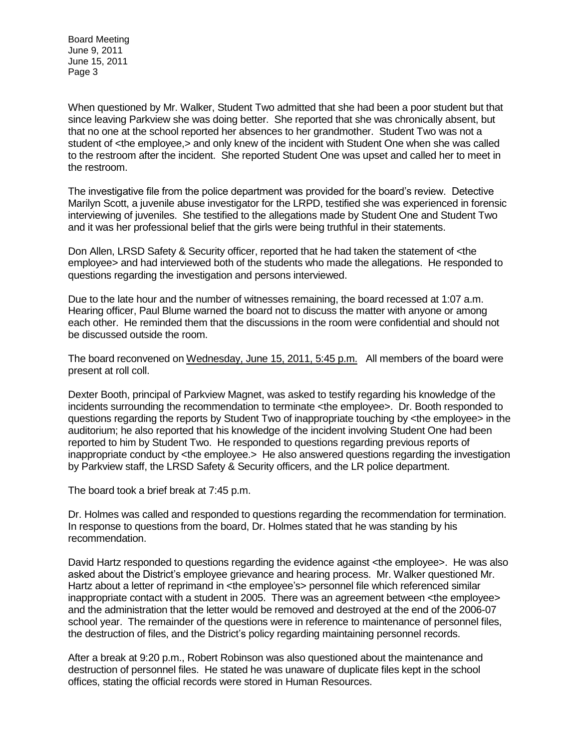When questioned by Mr. Walker, Student Two admitted that she had been a poor student but that since leaving Parkview she was doing better. She reported that she was chronically absent, but that no one at the school reported her absences to her grandmother. Student Two was not a student of <the employee,> and only knew of the incident with Student One when she was called to the restroom after the incident. She reported Student One was upset and called her to meet in the restroom.

The investigative file from the police department was provided for the board's review. Detective Marilyn Scott, a juvenile abuse investigator for the LRPD, testified she was experienced in forensic interviewing of juveniles. She testified to the allegations made by Student One and Student Two and it was her professional belief that the girls were being truthful in their statements.

Don Allen, LRSD Safety & Security officer, reported that he had taken the statement of <the employee> and had interviewed both of the students who made the allegations. He responded to questions regarding the investigation and persons interviewed.

Due to the late hour and the number of witnesses remaining, the board recessed at 1:07 a.m. Hearing officer, Paul Blume warned the board not to discuss the matter with anyone or among each other. He reminded them that the discussions in the room were confidential and should not be discussed outside the room.

The board reconvened on <u>Wednesday, June 15, 2011, 5:45 p.m.</u> All members of the board were present at roll coll.

Dexter Booth, principal of Parkview Magnet, was asked to testify regarding his knowledge of the incidents surrounding the recommendation to terminate <the employee>. Dr. Booth responded to questions regarding the reports by Student Two of inappropriate touching by <the employee> in the auditorium; he also reported that his knowledge of the incident involving Student One had been reported to him by Student Two. He responded to questions regarding previous reports of inappropriate conduct by <the employee.> He also answered questions regarding the investigation by Parkview staff, the LRSD Safety & Security officers, and the LR police department.

The board took a brief break at 7:45 p.m.

Dr. Holmes was called and responded to questions regarding the recommendation for termination. In response to questions from the board, Dr. Holmes stated that he was standing by his recommendation.

David Hartz responded to questions regarding the evidence against <the employee>. He was also asked about the District's employee grievance and hearing process. Mr. Walker questioned Mr. Hartz about a letter of reprimand in <the employee's> personnel file which referenced similar inappropriate contact with a student in 2005. There was an agreement between <the employee> and the administration that the letter would be removed and destroyed at the end of the 2006-07 school year. The remainder of the questions were in reference to maintenance of personnel files, the destruction of files, and the District's policy regarding maintaining personnel records.

After a break at 9:20 p.m., Robert Robinson was also questioned about the maintenance and destruction of personnel files. He stated he was unaware of duplicate files kept in the school offices, stating the official records were stored in Human Resources.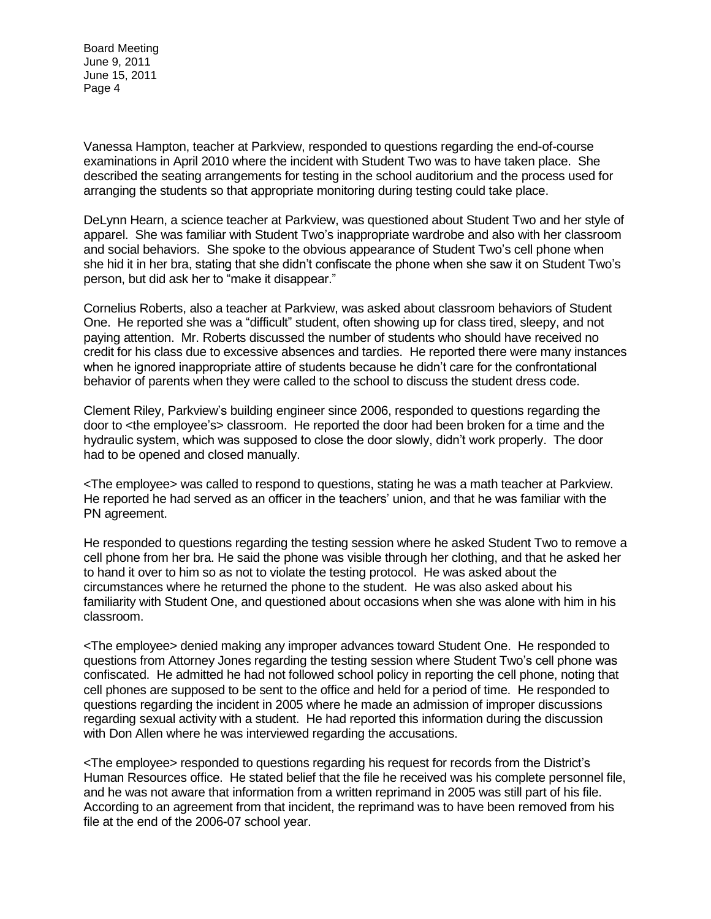Vanessa Hampton, teacher at Parkview, responded to questions regarding the end-of-course examinations in April 2010 where the incident with Student Two was to have taken place. She described the seating arrangements for testing in the school auditorium and the process used for arranging the students so that appropriate monitoring during testing could take place.

DeLynn Hearn, a science teacher at Parkview, was questioned about Student Two and her style of apparel. She was familiar with Student Two's inappropriate wardrobe and also with her classroom and social behaviors. She spoke to the obvious appearance of Student Two's cell phone when she hid it in her bra, stating that she didn't confiscate the phone when she saw it on Student Two's person, but did ask her to "make it disappear."

Cornelius Roberts, also a teacher at Parkview, was asked about classroom behaviors of Student One. He reported she was a "difficult" student, often showing up for class tired, sleepy, and not paying attention. Mr. Roberts discussed the number of students who should have received no credit for his class due to excessive absences and tardies. He reported there were many instances when he ignored inappropriate attire of students because he didn't care for the confrontational behavior of parents when they were called to the school to discuss the student dress code.

Clement Riley, Parkview's building engineer since 2006, responded to questions regarding the door to <the employee's> classroom. He reported the door had been broken for a time and the hydraulic system, which was supposed to close the door slowly, didn't work properly. The door had to be opened and closed manually.

<The employee> was called to respond to questions, stating he was a math teacher at Parkview. He reported he had served as an officer in the teachers' union, and that he was familiar with the PN agreement.

He responded to questions regarding the testing session where he asked Student Two to remove a cell phone from her bra. He said the phone was visible through her clothing, and that he asked her to hand it over to him so as not to violate the testing protocol. He was asked about the circumstances where he returned the phone to the student. He was also asked about his familiarity with Student One, and questioned about occasions when she was alone with him in his classroom.

<The employee> denied making any improper advances toward Student One. He responded to questions from Attorney Jones regarding the testing session where Student Two's cell phone was confiscated. He admitted he had not followed school policy in reporting the cell phone, noting that cell phones are supposed to be sent to the office and held for a period of time. He responded to questions regarding the incident in 2005 where he made an admission of improper discussions regarding sexual activity with a student. He had reported this information during the discussion with Don Allen where he was interviewed regarding the accusations.

<The employee> responded to questions regarding his request for records from the District's Human Resources office. He stated belief that the file he received was his complete personnel file, and he was not aware that information from a written reprimand in 2005 was still part of his file. According to an agreement from that incident, the reprimand was to have been removed from his file at the end of the 2006-07 school year.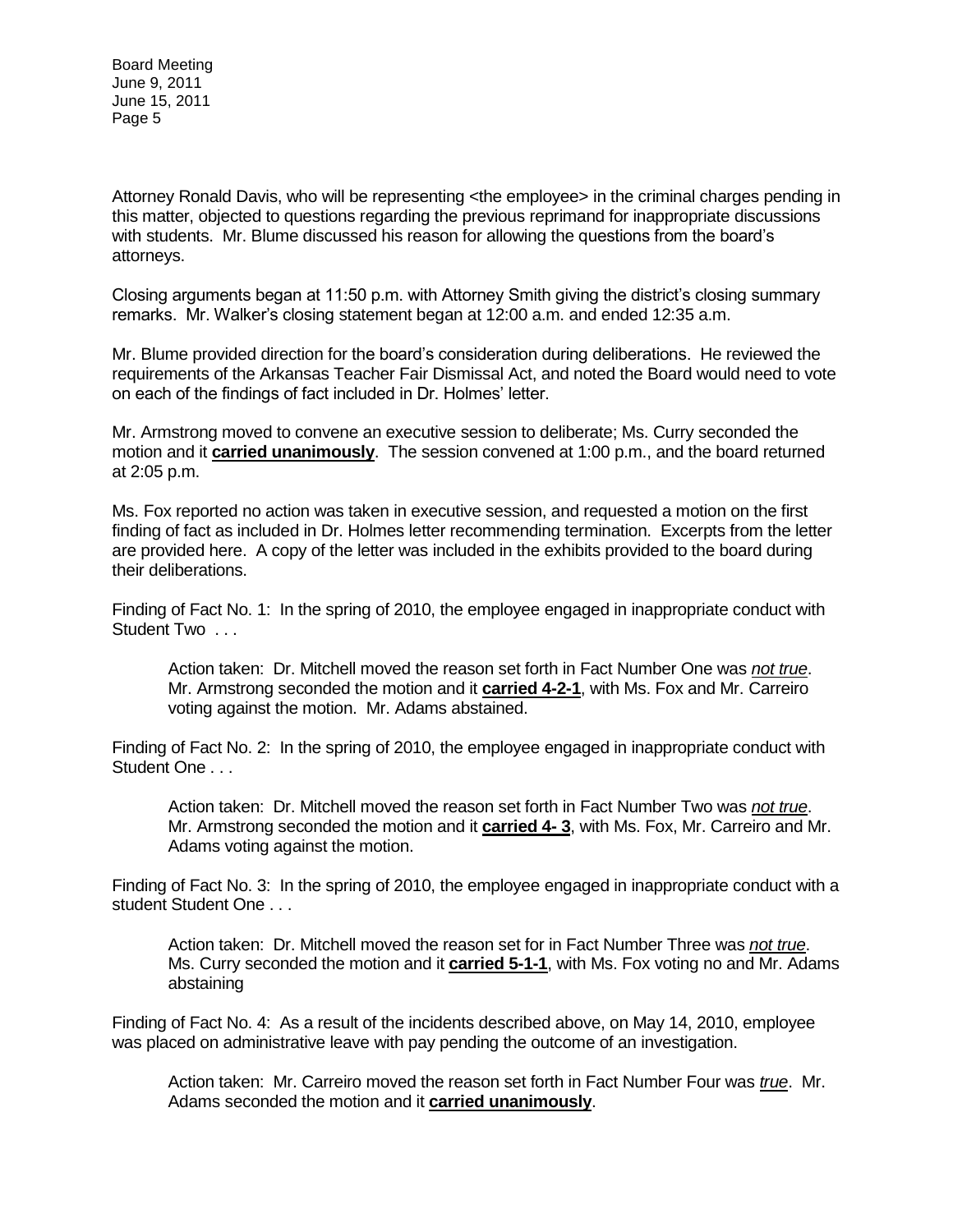Attorney Ronald Davis, who will be representing <the employee> in the criminal charges pending in this matter, objected to questions regarding the previous reprimand for inappropriate discussions with students. Mr. Blume discussed his reason for allowing the questions from the board's attorneys.

Closing arguments began at 11:50 p.m. with Attorney Smith giving the district's closing summary remarks. Mr. Walker's closing statement began at 12:00 a.m. and ended 12:35 a.m.

Mr. Blume provided direction for the board's consideration during deliberations. He reviewed the requirements of the Arkansas Teacher Fair Dismissal Act, and noted the Board would need to vote on each of the findings of fact included in Dr. Holmes' letter.

Mr. Armstrong moved to convene an executive session to deliberate; Ms. Curry seconded the motion and it **carried unanimously**. The session convened at 1:00 p.m., and the board returned at 2:05 p.m.

Ms. Fox reported no action was taken in executive session, and requested a motion on the first finding of fact as included in Dr. Holmes letter recommending termination. Excerpts from the letter are provided here. A copy of the letter was included in the exhibits provided to the board during their deliberations.

Finding of Fact No. 1: In the spring of 2010, the employee engaged in inappropriate conduct with Student Two . . .

> Action taken: Dr. Mitchell moved the reason set forth in Fact Number One was *not true*. Mr. Armstrong seconded the motion and it **carried 4-2-1**, with Ms. Fox and Mr. Carreiro voting against the motion. Mr. Adams abstained.

Finding of Fact No. 2: In the spring of 2010, the employee engaged in inappropriate conduct with Student One . . .

> Action taken: Dr. Mitchell moved the reason set forth in Fact Number Two was *not true*. Mr. Armstrong seconded the motion and it **carried 4- 3**, with Ms. Fox, Mr. Carreiro and Mr. Adams voting against the motion.

Finding of Fact No. 3: In the spring of 2010, the employee engaged in inappropriate conduct with a student Student One . . .

> Action taken: Dr. Mitchell moved the reason set for in Fact Number Three was *not true*. Ms. Curry seconded the motion and it **carried 5-1-1**, with Ms. Fox voting no and Mr. Adams abstaining

Finding of Fact No. 4: As a result of the incidents described above, on May 14, 2010, employee was placed on administrative leave with pay pending the outcome of an investigation.

> Action taken: Mr. Carreiro moved the reason set forth in Fact Number Four was *true*. Mr. Adams seconded the motion and it **carried unanimously**.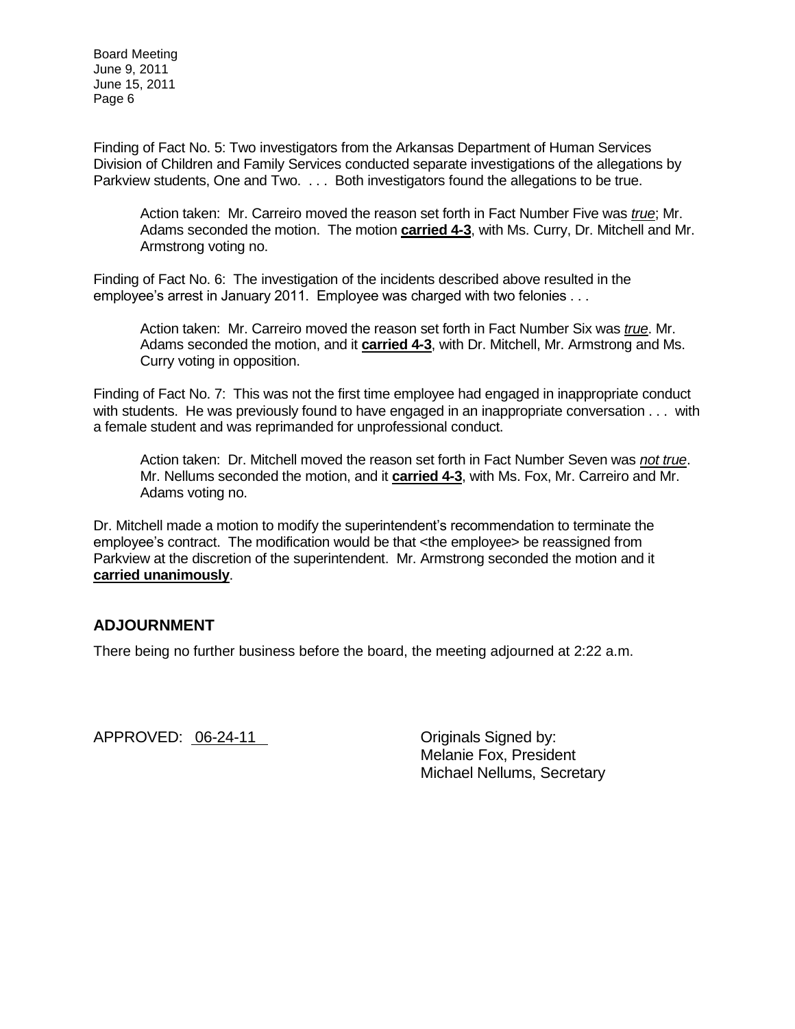Finding of Fact No. 5: Two investigators from the Arkansas Department of Human Services Division of Children and Family Services conducted separate investigations of the allegations by Parkview students, One and Two. . . . Both investigators found the allegations to be true.

> Action taken: Mr. Carreiro moved the reason set forth in Fact Number Five was *true*; Mr. Adams seconded the motion. The motion **carried 4-3**, with Ms. Curry, Dr. Mitchell and Mr. Armstrong voting no.

Finding of Fact No. 6: The investigation of the incidents described above resulted in the employee's arrest in January 2011. Employee was charged with two felonies . . .

> Action taken: Mr. Carreiro moved the reason set forth in Fact Number Six was *true*. Mr. Adams seconded the motion, and it **carried 4-3**, with Dr. Mitchell, Mr. Armstrong and Ms. Curry voting in opposition.

Finding of Fact No. 7: This was not the first time employee had engaged in inappropriate conduct with students. He was previously found to have engaged in an inappropriate conversation . . . with a female student and was reprimanded for unprofessional conduct.

> Action taken: Dr. Mitchell moved the reason set forth in Fact Number Seven was *not true*. Mr. Nellums seconded the motion, and it **carried 4-3**, with Ms. Fox, Mr. Carreiro and Mr. Adams voting no.

Dr. Mitchell made a motion to modify the superintendent's recommendation to terminate the employee's contract. The modification would be that <the employee> be reassigned from Parkview at the discretion of the superintendent. Mr. Armstrong seconded the motion and it **carried unanimously**.

## ADJOURNMENT

There being no further business before the board, the meeting adjourned at 2:22 a.m.

APPROVED: 06-24-11

Originals Signed by:
Melanie Fox, President
Michael Nellums, Secretary